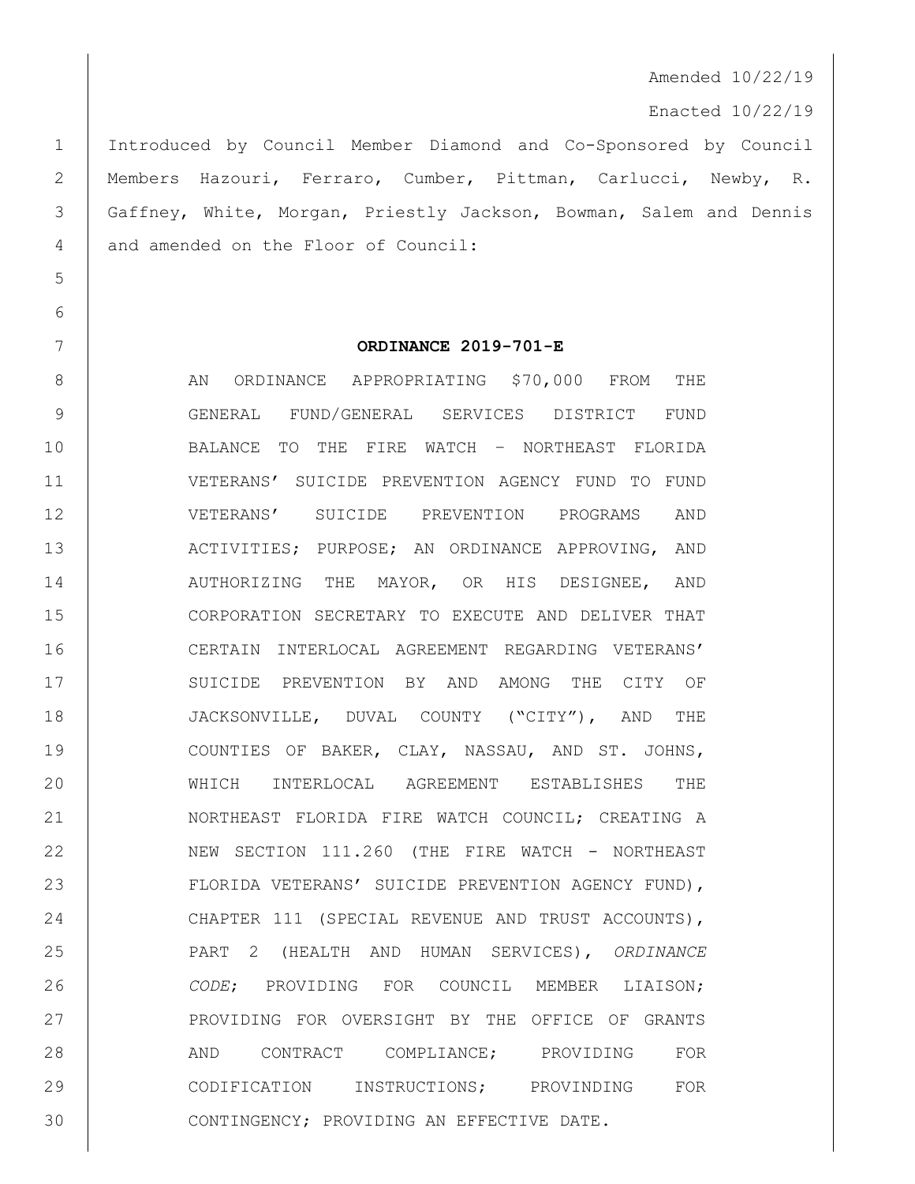Amended 10/22/19

Enacted 10/22/19

Introduced by Council Member Diamond and Co-Sponsored by Council Members Hazouri, Ferraro, Cumber, Pittman, Carlucci, Newby, R. Gaffney, White, Morgan, Priestly Jackson, Bowman, Salem and Dennis and amended on the Floor of Council:

**ORDINANCE 2019-701-E**

AN ORDINANCE APPROPRIATING $70,000 FROM THE GENERAL FUND/GENERAL SERVICES DISTRICT FUND BALANCE TO THE FIRE WATCH – NORTHEAST FLORIDA VETERANS' SUICIDE PREVENTION AGENCY FUND TO FUND VETERANS' SUICIDE PREVENTION PROGRAMS AND ACTIVITIES; PURPOSE; AN ORDINANCE APPROVING, AND AUTHORIZING THE MAYOR, OR HIS DESIGNEE, AND CORPORATION SECRETARY TO EXECUTE AND DELIVER THAT CERTAIN INTERLOCAL AGREEMENT REGARDING VETERANS' SUICIDE PREVENTION BY AND AMONG THE CITY OF JACKSONVILLE, DUVAL COUNTY ("CITY"), AND THE COUNTIES OF BAKER, CLAY, NASSAU, AND ST. JOHNS, WHICH INTERLOCAL AGREEMENT ESTABLISHES THE NORTHEAST FLORIDA FIRE WATCH COUNCIL; CREATING A NEW SECTION 111.260 (THE FIRE WATCH - NORTHEAST FLORIDA VETERANS' SUICIDE PREVENTION AGENCY FUND), CHAPTER 111 (SPECIAL REVENUE AND TRUST ACCOUNTS), PART 2 (HEALTH AND HUMAN SERVICES), *ORDINANCE CODE*; PROVIDING FOR COUNCIL MEMBER LIAISON; PROVIDING FOR OVERSIGHT BY THE OFFICE OF GRANTS AND CONTRACT COMPLIANCE; PROVIDING FOR CODIFICATION INSTRUCTIONS; PROVINDING FOR CONTINGENCY; PROVIDING AN EFFECTIVE DATE.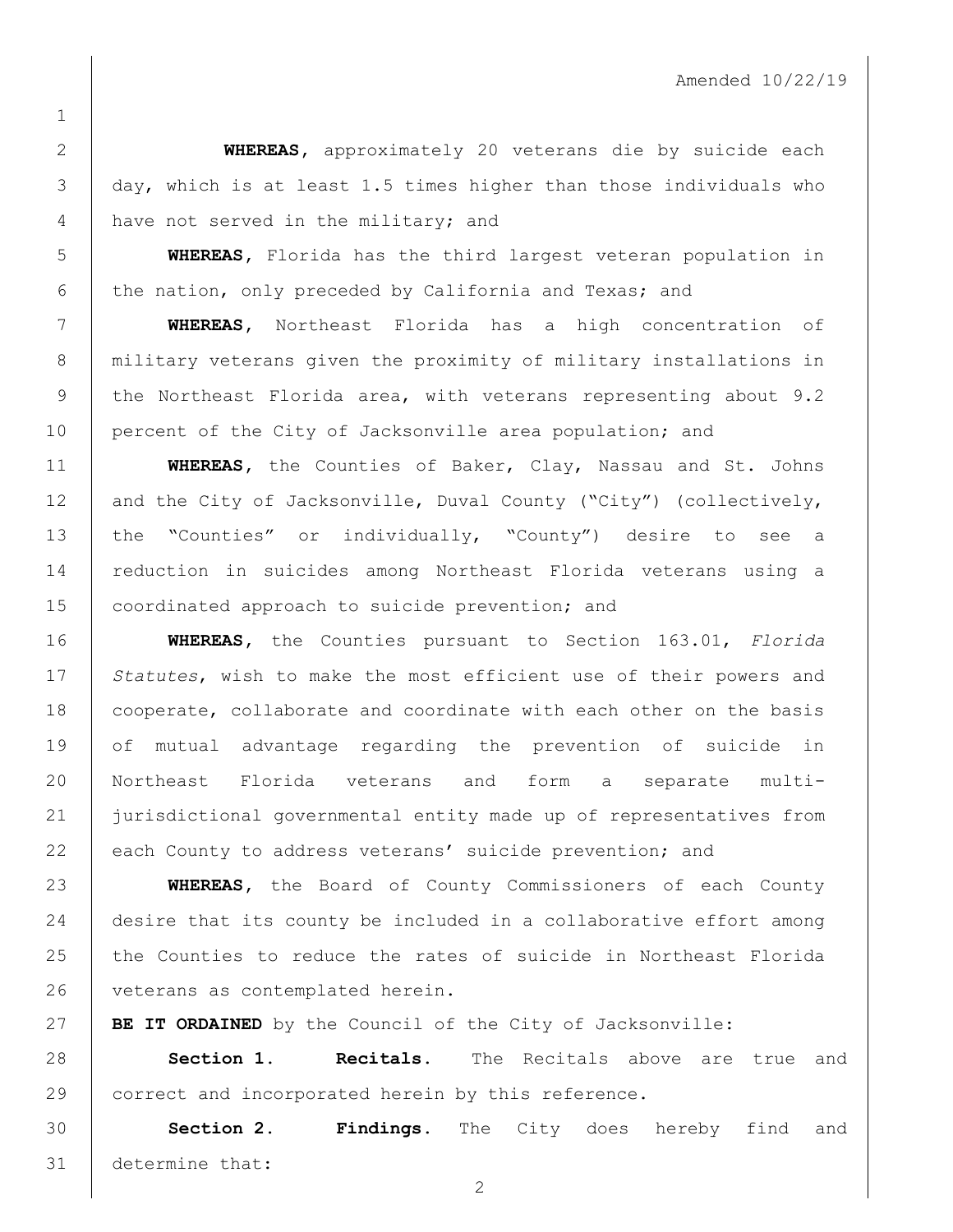Amended 10/22/19

**WHEREAS,** approximately 20 veterans die by suicide each day, which is at least 1.5 times higher than those individuals who have not served in the military; and

**WHEREAS,** Florida has the third largest veteran population in the nation, only preceded by California and Texas; and

**WHEREAS,** Northeast Florida has a high concentration of military veterans given the proximity of military installations in the Northeast Florida area, with veterans representing about 9.2 percent of the City of Jacksonville area population; and

**WHEREAS,** the Counties of Baker, Clay, Nassau and St. Johns and the City of Jacksonville, Duval County ("City") (collectively, the "Counties" or individually, "County") desire to see a reduction in suicides among Northeast Florida veterans using a coordinated approach to suicide prevention; and

**WHEREAS,** the Counties pursuant to Section 163.01, *Florida Statutes*, wish to make the most efficient use of their powers and cooperate, collaborate and coordinate with each other on the basis of mutual advantage regarding the prevention of suicide in Northeast Florida veterans and form a separate multi-jurisdictional governmental entity made up of representatives from each County to address veterans' suicide prevention; and

**WHEREAS,** the Board of County Commissioners of each County desire that its county be included in a collaborative effort among the Counties to reduce the rates of suicide in Northeast Florida veterans as contemplated herein.

**BE IT ORDAINED** by the Council of the City of Jacksonville:

**Section 1. Recitals.** The Recitals above are true and correct and incorporated herein by this reference.

**Section 2. Findings.** The City does hereby find and determine that: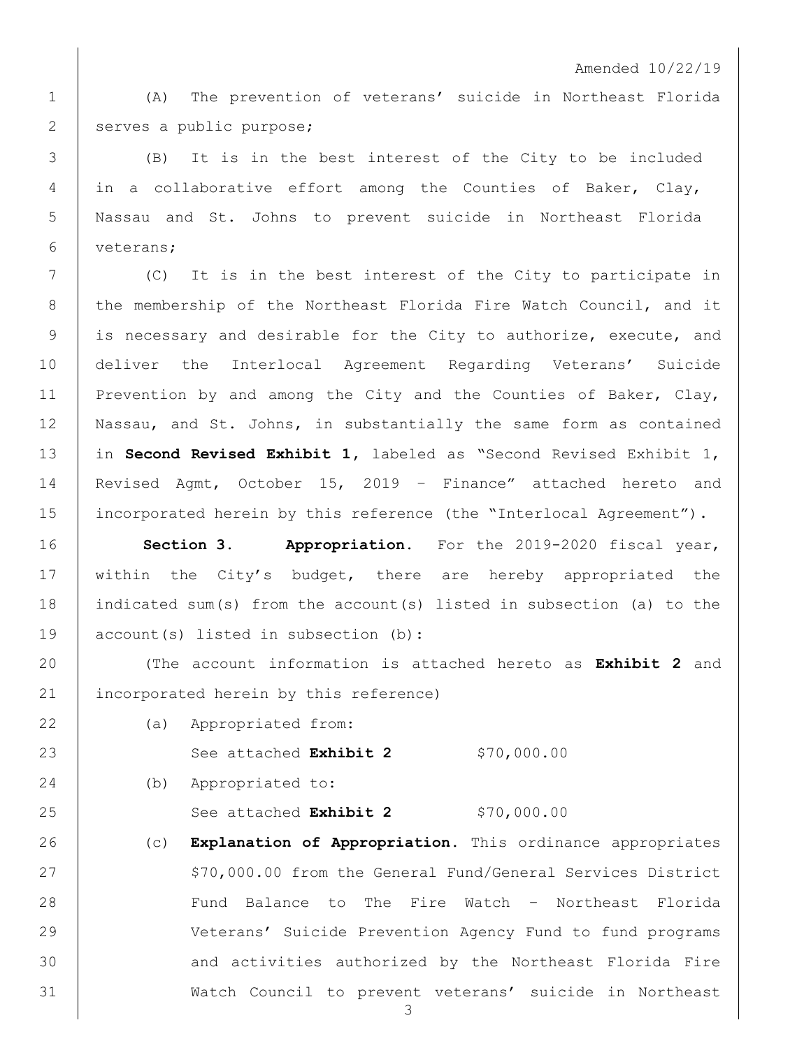Amended 10/22/19

(A) The prevention of veterans' suicide in Northeast Florida serves a public purpose;

(B) It is in the best interest of the City to be included in a collaborative effort among the Counties of Baker, Clay, Nassau and St. Johns to prevent suicide in Northeast Florida veterans;

(C) It is in the best interest of the City to participate in the membership of the Northeast Florida Fire Watch Council, and it is necessary and desirable for the City to authorize, execute, and deliver the Interlocal Agreement Regarding Veterans' Suicide Prevention by and among the City and the Counties of Baker, Clay, Nassau, and St. Johns, in substantially the same form as contained in **Second Revised Exhibit 1**, labeled as "Second Revised Exhibit 1, Revised Agmt, October 15, 2019 – Finance" attached hereto and incorporated herein by this reference (the "Interlocal Agreement").

**Section 3. Appropriation.** For the 2019-2020 fiscal year, within the City's budget, there are hereby appropriated the indicated sum(s) from the account(s) listed in subsection (a) to the account(s) listed in subsection (b):

(The account information is attached hereto as **Exhibit 2** and incorporated herein by this reference)

(a) Appropriated from:

See attached **Exhibit 2** $70,000.00

(b) Appropriated to:

See attached **Exhibit 2** $70,000.00

(c) **Explanation of Appropriation.** This ordinance appropriates $70,000.00 from the General Fund/General Services District Fund Balance to The Fire Watch – Northeast Florida Veterans' Suicide Prevention Agency Fund to fund programs and activities authorized by the Northeast Florida Fire Watch Council to prevent veterans' suicide in Northeast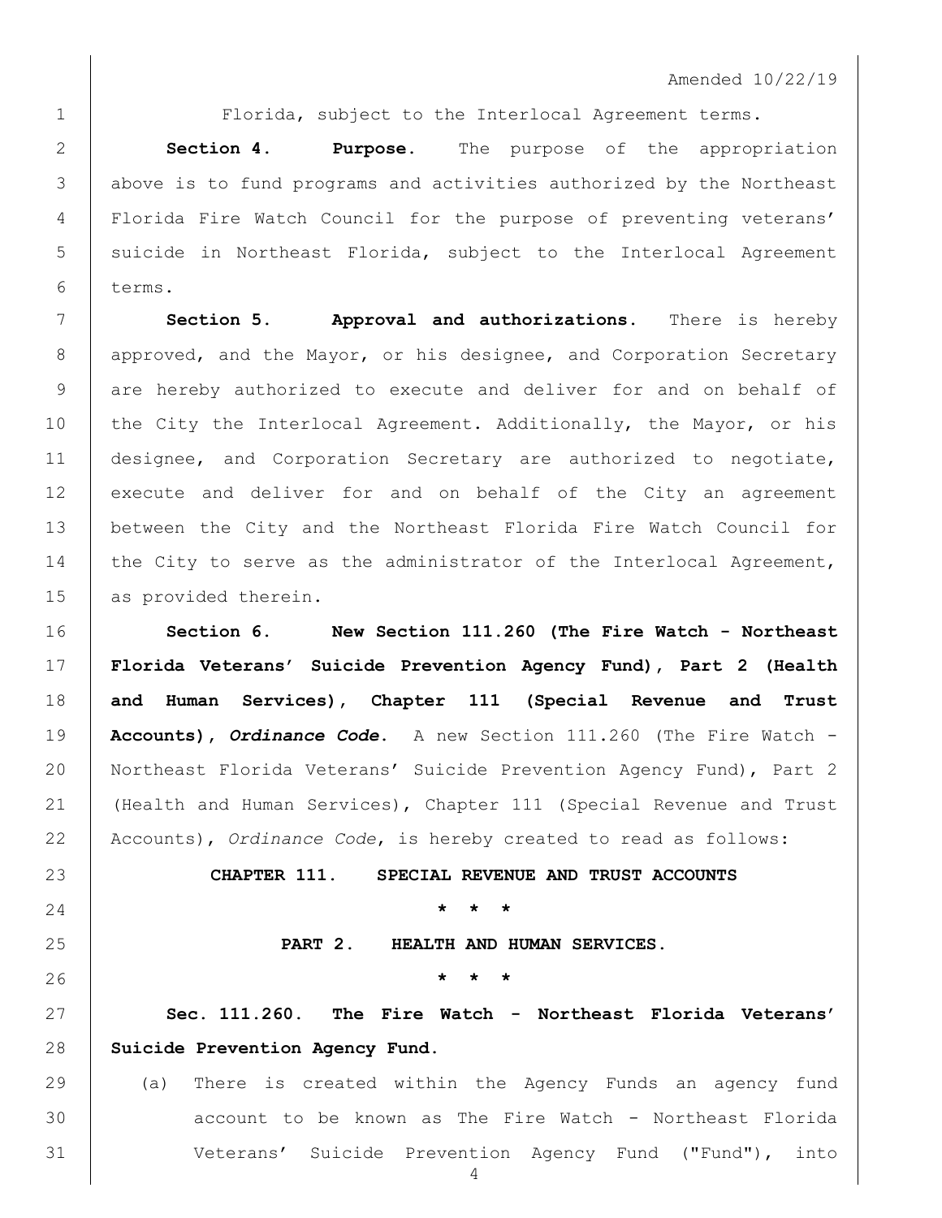Amended 10/22/19

Florida, subject to the Interlocal Agreement terms.

**Section 4. Purpose.** The purpose of the appropriation above is to fund programs and activities authorized by the Northeast Florida Fire Watch Council for the purpose of preventing veterans' suicide in Northeast Florida, subject to the Interlocal Agreement terms.

**Section 5. Approval and authorizations.** There is hereby approved, and the Mayor, or his designee, and Corporation Secretary are hereby authorized to execute and deliver for and on behalf of the City the Interlocal Agreement. Additionally, the Mayor, or his designee, and Corporation Secretary are authorized to negotiate, execute and deliver for and on behalf of the City an agreement between the City and the Northeast Florida Fire Watch Council for the City to serve as the administrator of the Interlocal Agreement, as provided therein.

**Section 6. New Section 111.260 (The Fire Watch - Northeast Florida Veterans' Suicide Prevention Agency Fund), Part 2 (Health and Human Services), Chapter 111 (Special Revenue and Trust Accounts), *Ordinance Code*.** A new Section 111.260 (The Fire Watch - Northeast Florida Veterans' Suicide Prevention Agency Fund), Part 2 (Health and Human Services), Chapter 111 (Special Revenue and Trust Accounts), *Ordinance Code*, is hereby created to read as follows:

**CHAPTER 111. SPECIAL REVENUE AND TRUST ACCOUNTS**

**\* \* \***

**PART 2. HEALTH AND HUMAN SERVICES.**

**\* \* \***

**Sec. 111.260. The Fire Watch - Northeast Florida Veterans' Suicide Prevention Agency Fund.**

(a) There is created within the Agency Funds an agency fund account to be known as The Fire Watch - Northeast Florida Veterans' Suicide Prevention Agency Fund ("Fund"), into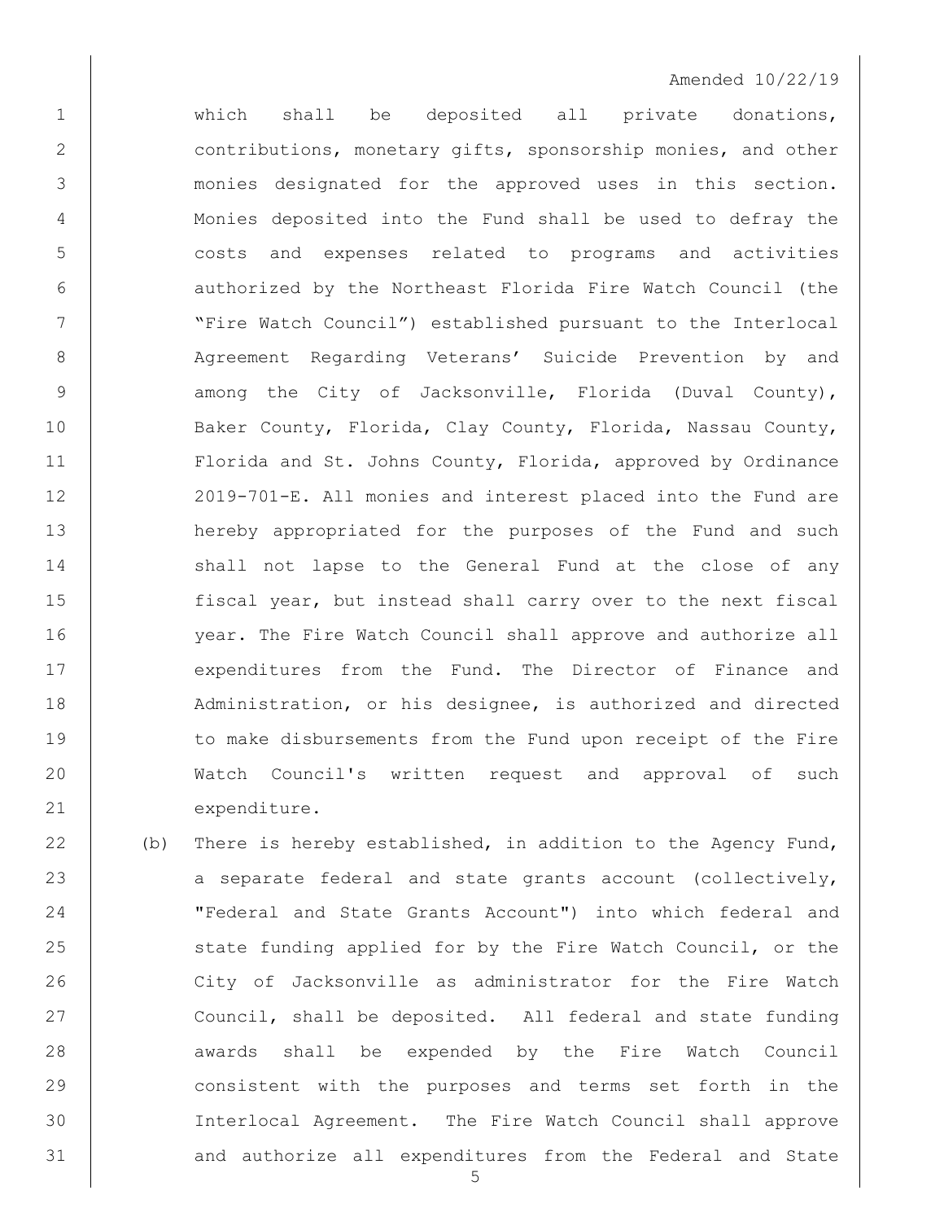Amended 10/22/19

which shall be deposited all private donations, contributions, monetary gifts, sponsorship monies, and other monies designated for the approved uses in this section. Monies deposited into the Fund shall be used to defray the costs and expenses related to programs and activities authorized by the Northeast Florida Fire Watch Council (the "Fire Watch Council") established pursuant to the Interlocal Agreement Regarding Veterans' Suicide Prevention by and among the City of Jacksonville, Florida (Duval County), Baker County, Florida, Clay County, Florida, Nassau County, Florida and St. Johns County, Florida, approved by Ordinance 2019-701-E. All monies and interest placed into the Fund are hereby appropriated for the purposes of the Fund and such shall not lapse to the General Fund at the close of any fiscal year, but instead shall carry over to the next fiscal year. The Fire Watch Council shall approve and authorize all expenditures from the Fund. The Director of Finance and Administration, or his designee, is authorized and directed to make disbursements from the Fund upon receipt of the Fire Watch Council's written request and approval of such expenditure.

(b) There is hereby established, in addition to the Agency Fund, a separate federal and state grants account (collectively, "Federal and State Grants Account") into which federal and state funding applied for by the Fire Watch Council, or the City of Jacksonville as administrator for the Fire Watch Council, shall be deposited. All federal and state funding awards shall be expended by the Fire Watch Council consistent with the purposes and terms set forth in the Interlocal Agreement. The Fire Watch Council shall approve and authorize all expenditures from the Federal and State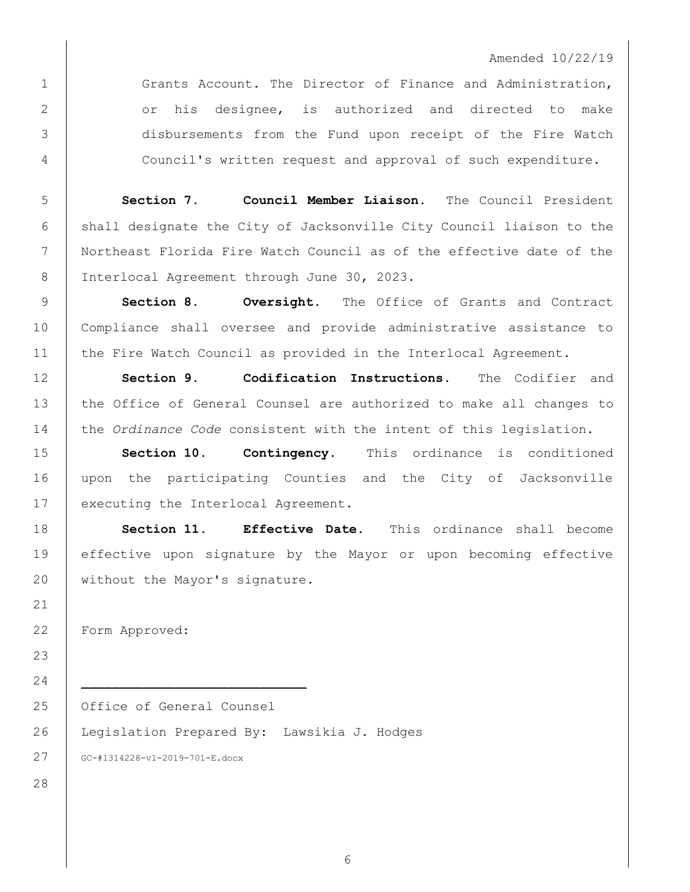Amended 10/22/19

Grants Account. The Director of Finance and Administration, or his designee, is authorized and directed to make disbursements from the Fund upon receipt of the Fire Watch Council's written request and approval of such expenditure.

**Section 7. Council Member Liaison.** The Council President shall designate the City of Jacksonville City Council liaison to the Northeast Florida Fire Watch Council as of the effective date of the Interlocal Agreement through June 30, 2023.

**Section 8. Oversight.** The Office of Grants and Contract Compliance shall oversee and provide administrative assistance to the Fire Watch Council as provided in the Interlocal Agreement.

**Section 9. Codification Instructions.** The Codifier and the Office of General Counsel are authorized to make all changes to the *Ordinance Code* consistent with the intent of this legislation.

**Section 10. Contingency.** This ordinance is conditioned upon the participating Counties and the City of Jacksonville executing the Interlocal Agreement.

**Section 11. Effective Date.** This ordinance shall become effective upon signature by the Mayor or upon becoming effective without the Mayor's signature.

Form Approved:

\_\_\_\_\_\_\_\_\_\_\_\_\_\_\_\_\_\_\_\_\_\_\_\_\_\_\_\_\_\_

Office of General Counsel

Legislation Prepared By: Lawsikia J. Hodges

GC-#1314228-v1-2019-701-E.docx